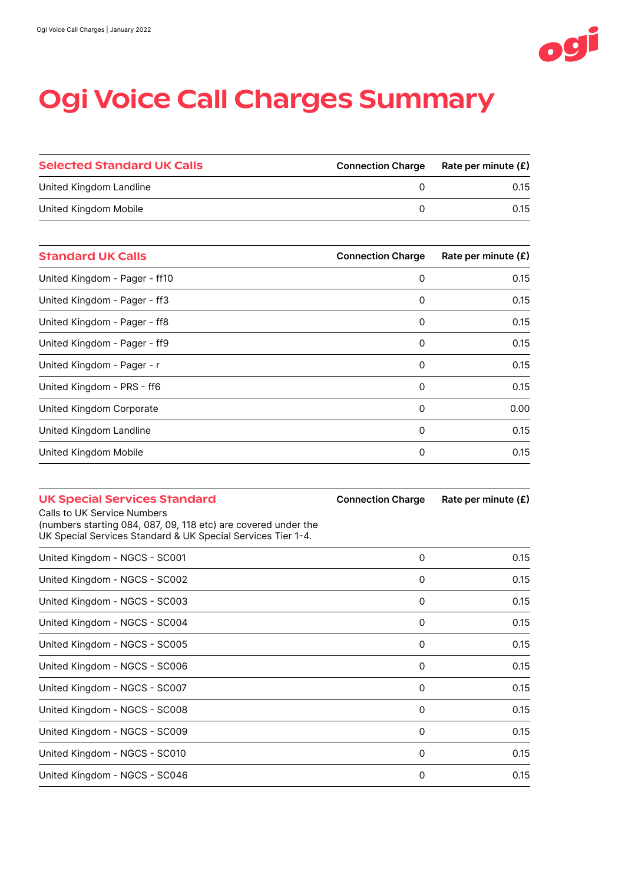# Ogi Voice Call Charges Summary

| Selected Standard UK Calls | Connection Charge | Rate per minute (£) |
| --- | --- | --- |
| United Kingdom Landline | 0 | 0.15 |
| United Kingdom Mobile | 0 | 0.15 |

| Standard UK Calls | Connection Charge | Rate per minute (£) |
| --- | --- | --- |
| United Kingdom - Pager - ff10 | 0 | 0.15 |
| United Kingdom - Pager - ff3 | 0 | 0.15 |
| United Kingdom - Pager - ff8 | 0 | 0.15 |
| United Kingdom - Pager - ff9 | 0 | 0.15 |
| United Kingdom - Pager - r | 0 | 0.15 |
| United Kingdom - PRS - ff6 | 0 | 0.15 |
| United Kingdom Corporate | 0 | 0.00 |
| United Kingdom Landline | 0 | 0.15 |
| United Kingdom Mobile | 0 | 0.15 |

| UK Special Services Standard<br>Calls to UK Service Numbers<br>(numbers starting 084, 087, 09, 118 etc) are covered under the UK Special Services Standard & UK Special Services Tier 1-4. | Connection Charge | Rate per minute (£) |
| --- | --- | --- |
| United Kingdom - NGCS - SC001 | 0 | 0.15 |
| United Kingdom - NGCS - SC002 | 0 | 0.15 |
| United Kingdom - NGCS - SC003 | 0 | 0.15 |
| United Kingdom - NGCS - SC004 | 0 | 0.15 |
| United Kingdom - NGCS - SC005 | 0 | 0.15 |
| United Kingdom - NGCS - SC006 | 0 | 0.15 |
| United Kingdom - NGCS - SC007 | 0 | 0.15 |
| United Kingdom - NGCS - SC008 | 0 | 0.15 |
| United Kingdom - NGCS - SC009 | 0 | 0.15 |
| United Kingdom - NGCS - SC010 | 0 | 0.15 |
| United Kingdom - NGCS - SC046 | 0 | 0.15 |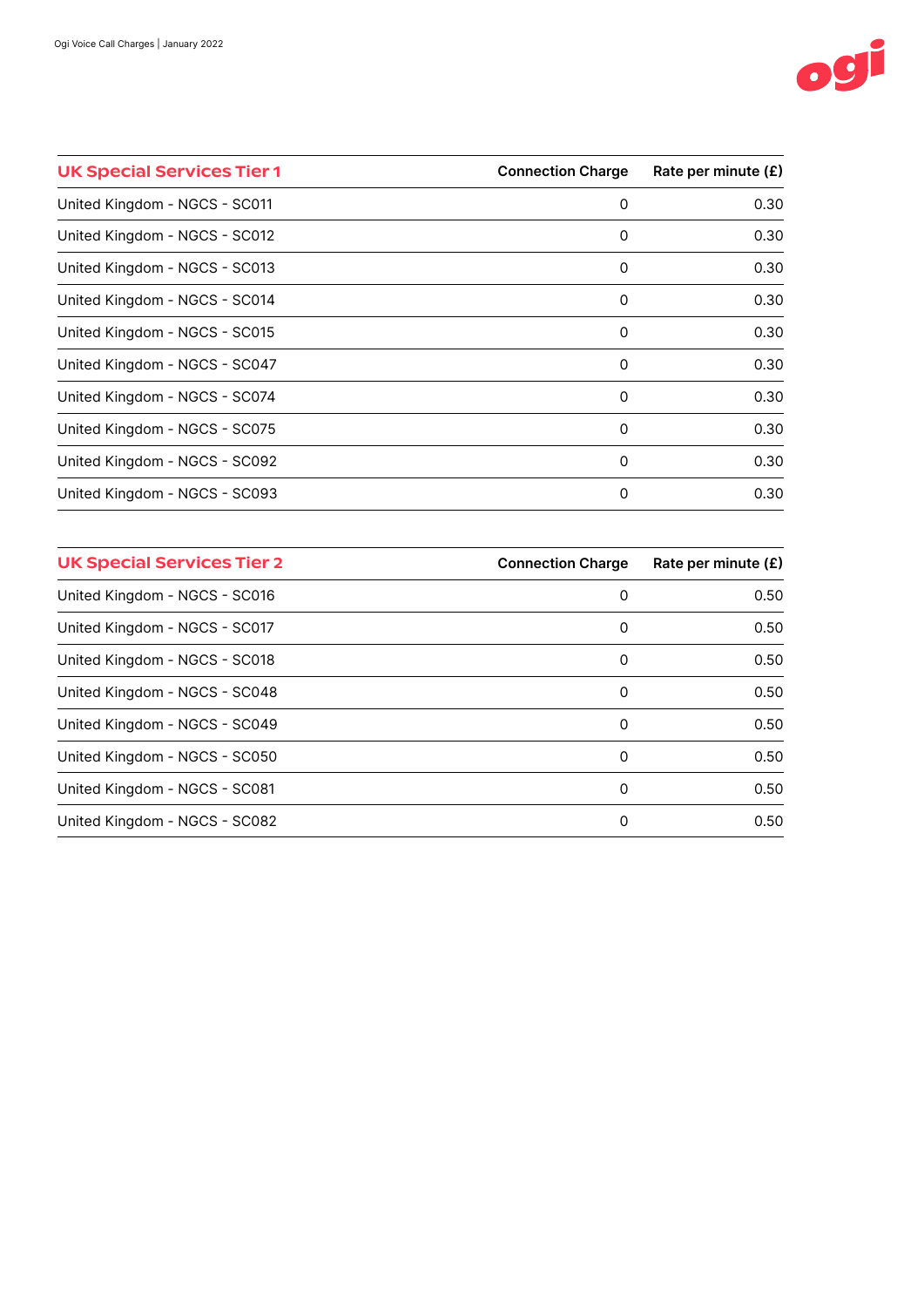| UK Special Services Tier 1 | Connection Charge | Rate per minute (£) |
|---|---|---|
| United Kingdom - NGCS - SC011 | 0 | 0.30 |
| United Kingdom - NGCS - SC012 | 0 | 0.30 |
| United Kingdom - NGCS - SC013 | 0 | 0.30 |
| United Kingdom - NGCS - SC014 | 0 | 0.30 |
| United Kingdom - NGCS - SC015 | 0 | 0.30 |
| United Kingdom - NGCS - SC047 | 0 | 0.30 |
| United Kingdom - NGCS - SC074 | 0 | 0.30 |
| United Kingdom - NGCS - SC075 | 0 | 0.30 |
| United Kingdom - NGCS - SC092 | 0 | 0.30 |
| United Kingdom - NGCS - SC093 | 0 | 0.30 |

| UK Special Services Tier 2 | Connection Charge | Rate per minute (£) |
|---|---|---|
| United Kingdom - NGCS - SC016 | 0 | 0.50 |
| United Kingdom - NGCS - SC017 | 0 | 0.50 |
| United Kingdom - NGCS - SC018 | 0 | 0.50 |
| United Kingdom - NGCS - SC048 | 0 | 0.50 |
| United Kingdom - NGCS - SC049 | 0 | 0.50 |
| United Kingdom - NGCS - SC050 | 0 | 0.50 |
| United Kingdom - NGCS - SC081 | 0 | 0.50 |
| United Kingdom - NGCS - SC082 | 0 | 0.50 |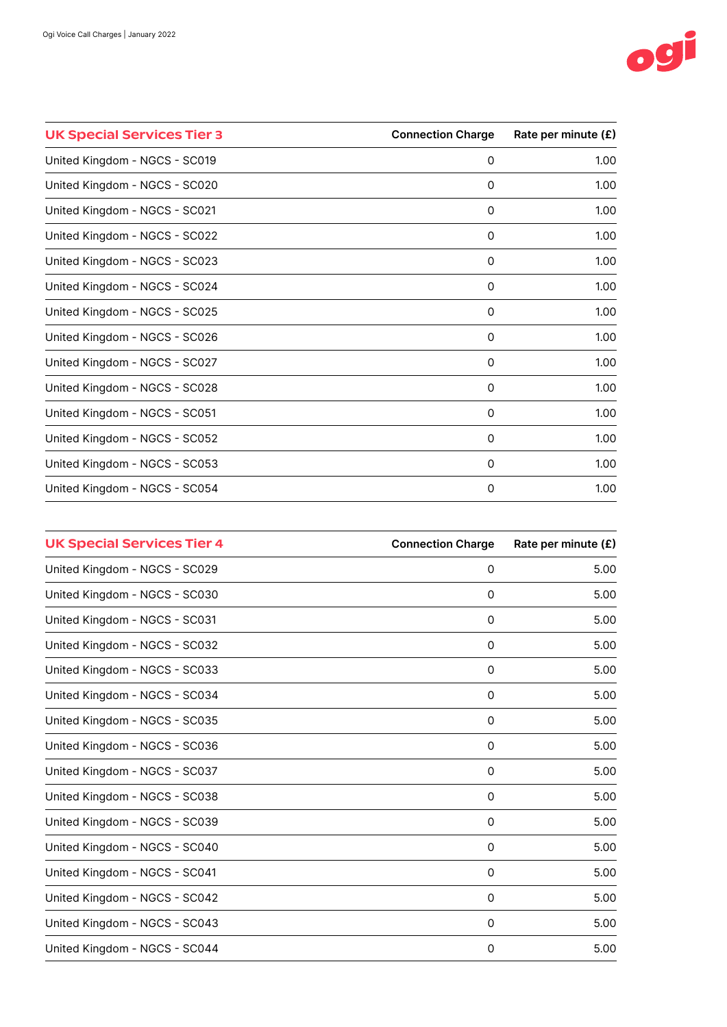| UK Special Services Tier 3 | Connection Charge | Rate per minute (£) |
|---|---|---|
| United Kingdom - NGCS - SC019 | 0 | 1.00 |
| United Kingdom - NGCS - SC020 | 0 | 1.00 |
| United Kingdom - NGCS - SC021 | 0 | 1.00 |
| United Kingdom - NGCS - SC022 | 0 | 1.00 |
| United Kingdom - NGCS - SC023 | 0 | 1.00 |
| United Kingdom - NGCS - SC024 | 0 | 1.00 |
| United Kingdom - NGCS - SC025 | 0 | 1.00 |
| United Kingdom - NGCS - SC026 | 0 | 1.00 |
| United Kingdom - NGCS - SC027 | 0 | 1.00 |
| United Kingdom - NGCS - SC028 | 0 | 1.00 |
| United Kingdom - NGCS - SC051 | 0 | 1.00 |
| United Kingdom - NGCS - SC052 | 0 | 1.00 |
| United Kingdom - NGCS - SC053 | 0 | 1.00 |
| United Kingdom - NGCS - SC054 | 0 | 1.00 |

| UK Special Services Tier 4 | Connection Charge | Rate per minute (£) |
|---|---|---|
| United Kingdom - NGCS - SC029 | 0 | 5.00 |
| United Kingdom - NGCS - SC030 | 0 | 5.00 |
| United Kingdom - NGCS - SC031 | 0 | 5.00 |
| United Kingdom - NGCS - SC032 | 0 | 5.00 |
| United Kingdom - NGCS - SC033 | 0 | 5.00 |
| United Kingdom - NGCS - SC034 | 0 | 5.00 |
| United Kingdom - NGCS - SC035 | 0 | 5.00 |
| United Kingdom - NGCS - SC036 | 0 | 5.00 |
| United Kingdom - NGCS - SC037 | 0 | 5.00 |
| United Kingdom - NGCS - SC038 | 0 | 5.00 |
| United Kingdom - NGCS - SC039 | 0 | 5.00 |
| United Kingdom - NGCS - SC040 | 0 | 5.00 |
| United Kingdom - NGCS - SC041 | 0 | 5.00 |
| United Kingdom - NGCS - SC042 | 0 | 5.00 |
| United Kingdom - NGCS - SC043 | 0 | 5.00 |
| United Kingdom - NGCS - SC044 | 0 | 5.00 |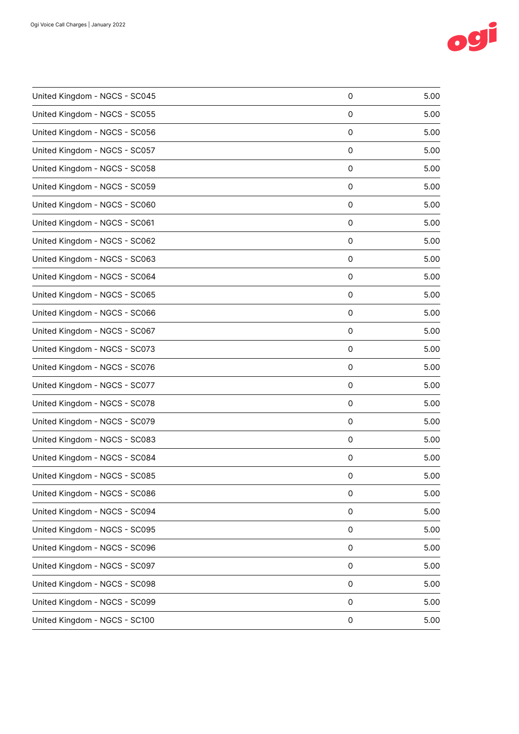| United Kingdom - NGCS - SC045 | 0 | 5.00 |
|---|---|---|
| United Kingdom - NGCS - SC055 | 0 | 5.00 |
| United Kingdom - NGCS - SC056 | 0 | 5.00 |
| United Kingdom - NGCS - SC057 | 0 | 5.00 |
| United Kingdom - NGCS - SC058 | 0 | 5.00 |
| United Kingdom - NGCS - SC059 | 0 | 5.00 |
| United Kingdom - NGCS - SC060 | 0 | 5.00 |
| United Kingdom - NGCS - SC061 | 0 | 5.00 |
| United Kingdom - NGCS - SC062 | 0 | 5.00 |
| United Kingdom - NGCS - SC063 | 0 | 5.00 |
| United Kingdom - NGCS - SC064 | 0 | 5.00 |
| United Kingdom - NGCS - SC065 | 0 | 5.00 |
| United Kingdom - NGCS - SC066 | 0 | 5.00 |
| United Kingdom - NGCS - SC067 | 0 | 5.00 |
| United Kingdom - NGCS - SC073 | 0 | 5.00 |
| United Kingdom - NGCS - SC076 | 0 | 5.00 |
| United Kingdom - NGCS - SC077 | 0 | 5.00 |
| United Kingdom - NGCS - SC078 | 0 | 5.00 |
| United Kingdom - NGCS - SC079 | 0 | 5.00 |
| United Kingdom - NGCS - SC083 | 0 | 5.00 |
| United Kingdom - NGCS - SC084 | 0 | 5.00 |
| United Kingdom - NGCS - SC085 | 0 | 5.00 |
| United Kingdom - NGCS - SC086 | 0 | 5.00 |
| United Kingdom - NGCS - SC094 | 0 | 5.00 |
| United Kingdom - NGCS - SC095 | 0 | 5.00 |
| United Kingdom - NGCS - SC096 | 0 | 5.00 |
| United Kingdom - NGCS - SC097 | 0 | 5.00 |
| United Kingdom - NGCS - SC098 | 0 | 5.00 |
| United Kingdom - NGCS - SC099 | 0 | 5.00 |
| United Kingdom - NGCS - SC100 | 0 | 5.00 |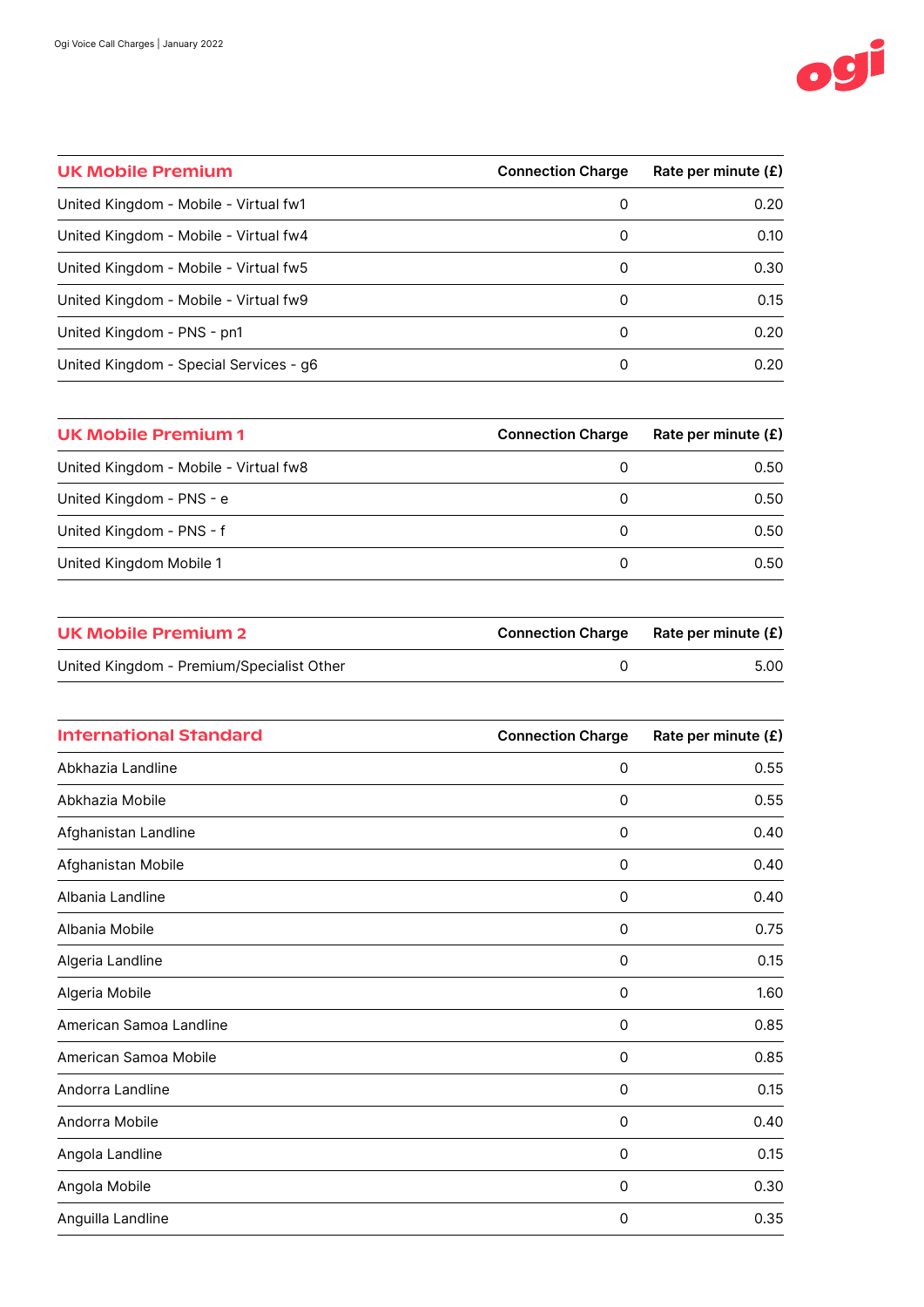| UK Mobile Premium | Connection Charge | Rate per minute (£) |
|---|---|---|
| United Kingdom - Mobile - Virtual fw1 | 0 | 0.20 |
| United Kingdom - Mobile - Virtual fw4 | 0 | 0.10 |
| United Kingdom - Mobile - Virtual fw5 | 0 | 0.30 |
| United Kingdom - Mobile - Virtual fw9 | 0 | 0.15 |
| United Kingdom - PNS - pn1 | 0 | 0.20 |
| United Kingdom - Special Services - g6 | 0 | 0.20 |

| UK Mobile Premium 1 | Connection Charge | Rate per minute (£) |
|---|---|---|
| United Kingdom - Mobile - Virtual fw8 | 0 | 0.50 |
| United Kingdom - PNS - e | 0 | 0.50 |
| United Kingdom - PNS - f | 0 | 0.50 |
| United Kingdom Mobile 1 | 0 | 0.50 |

| UK Mobile Premium 2 | Connection Charge | Rate per minute (£) |
|---|---|---|
| United Kingdom - Premium/Specialist Other | 0 | 5.00 |

| International Standard | Connection Charge | Rate per minute (£) |
|---|---|---|
| Abkhazia Landline | 0 | 0.55 |
| Abkhazia Mobile | 0 | 0.55 |
| Afghanistan Landline | 0 | 0.40 |
| Afghanistan Mobile | 0 | 0.40 |
| Albania Landline | 0 | 0.40 |
| Albania Mobile | 0 | 0.75 |
| Algeria Landline | 0 | 0.15 |
| Algeria Mobile | 0 | 1.60 |
| American Samoa Landline | 0 | 0.85 |
| American Samoa Mobile | 0 | 0.85 |
| Andorra Landline | 0 | 0.15 |
| Andorra Mobile | 0 | 0.40 |
| Angola Landline | 0 | 0.15 |
| Angola Mobile | 0 | 0.30 |
| Anguilla Landline | 0 | 0.35 |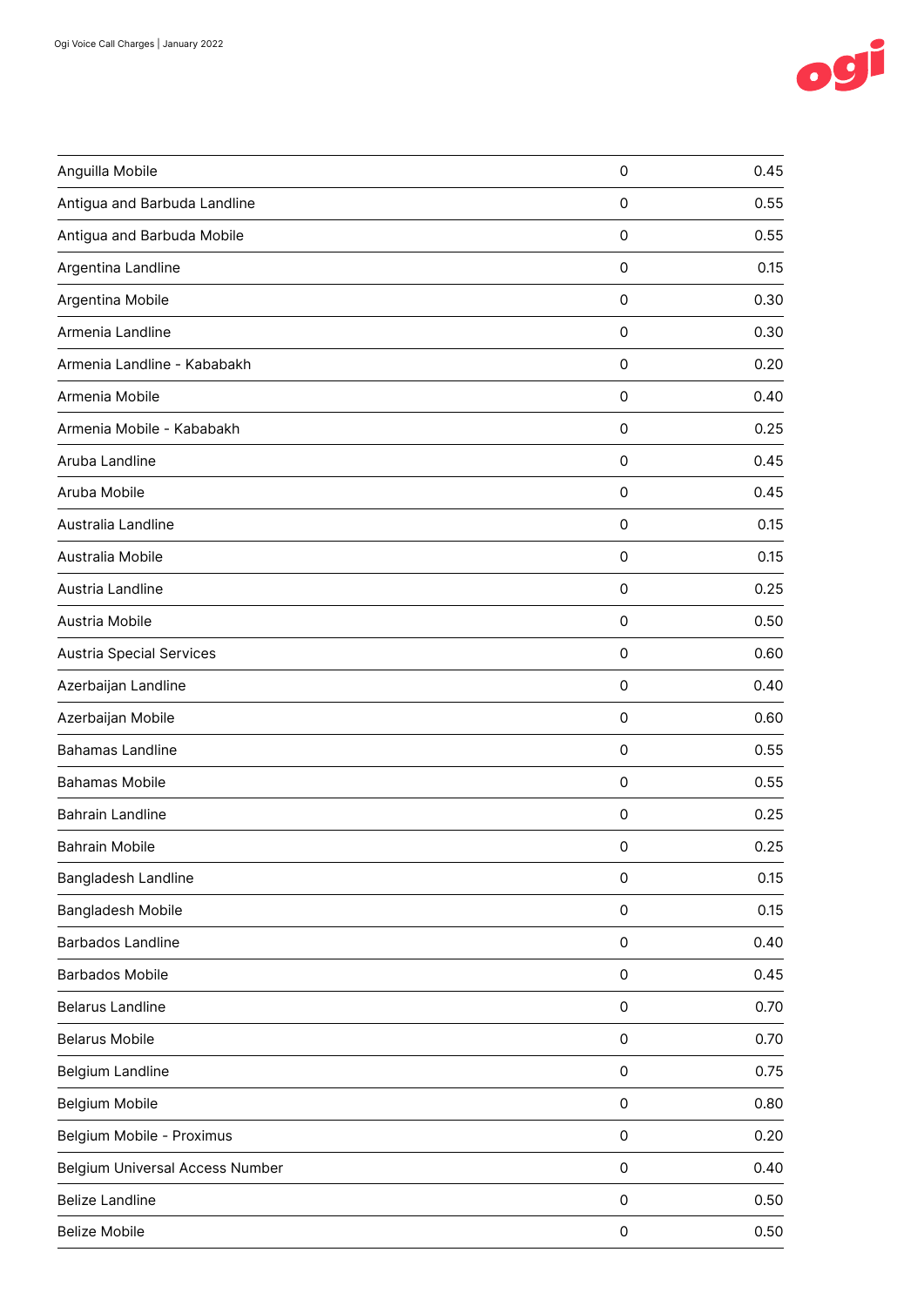| | | |
|---|---|---|
| Anguilla Mobile | 0 | 0.45 |
| Antigua and Barbuda Landline | 0 | 0.55 |
| Antigua and Barbuda Mobile | 0 | 0.55 |
| Argentina Landline | 0 | 0.15 |
| Argentina Mobile | 0 | 0.30 |
| Armenia Landline | 0 | 0.30 |
| Armenia Landline - Kababakh | 0 | 0.20 |
| Armenia Mobile | 0 | 0.40 |
| Armenia Mobile - Kababakh | 0 | 0.25 |
| Aruba Landline | 0 | 0.45 |
| Aruba Mobile | 0 | 0.45 |
| Australia Landline | 0 | 0.15 |
| Australia Mobile | 0 | 0.15 |
| Austria Landline | 0 | 0.25 |
| Austria Mobile | 0 | 0.50 |
| Austria Special Services | 0 | 0.60 |
| Azerbaijan Landline | 0 | 0.40 |
| Azerbaijan Mobile | 0 | 0.60 |
| Bahamas Landline | 0 | 0.55 |
| Bahamas Mobile | 0 | 0.55 |
| Bahrain Landline | 0 | 0.25 |
| Bahrain Mobile | 0 | 0.25 |
| Bangladesh Landline | 0 | 0.15 |
| Bangladesh Mobile | 0 | 0.15 |
| Barbados Landline | 0 | 0.40 |
| Barbados Mobile | 0 | 0.45 |
| Belarus Landline | 0 | 0.70 |
| Belarus Mobile | 0 | 0.70 |
| Belgium Landline | 0 | 0.75 |
| Belgium Mobile | 0 | 0.80 |
| Belgium Mobile - Proximus | 0 | 0.20 |
| Belgium Universal Access Number | 0 | 0.40 |
| Belize Landline | 0 | 0.50 |
| Belize Mobile | 0 | 0.50 |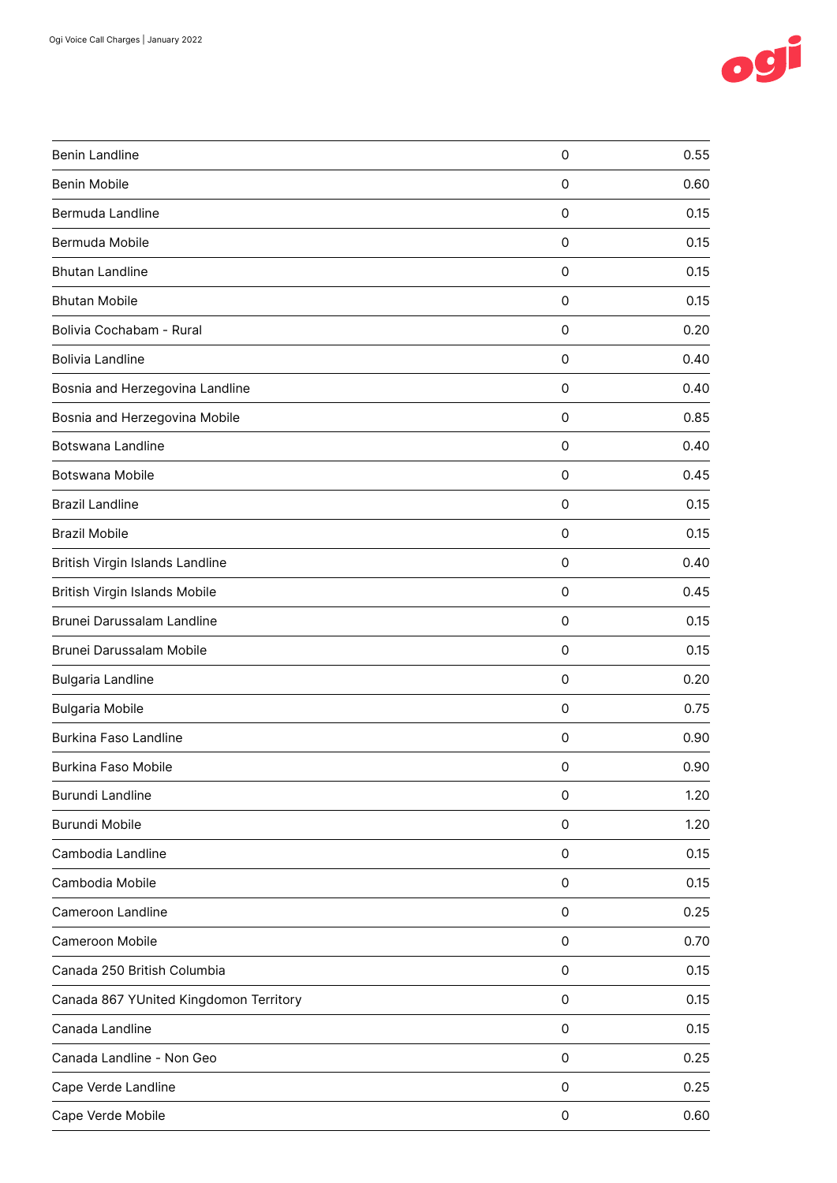| | | |
|---|---|---|
| Benin Landline | 0 | 0.55 |
| Benin Mobile | 0 | 0.60 |
| Bermuda Landline | 0 | 0.15 |
| Bermuda Mobile | 0 | 0.15 |
| Bhutan Landline | 0 | 0.15 |
| Bhutan Mobile | 0 | 0.15 |
| Bolivia Cochabam - Rural | 0 | 0.20 |
| Bolivia Landline | 0 | 0.40 |
| Bosnia and Herzegovina Landline | 0 | 0.40 |
| Bosnia and Herzegovina Mobile | 0 | 0.85 |
| Botswana Landline | 0 | 0.40 |
| Botswana Mobile | 0 | 0.45 |
| Brazil Landline | 0 | 0.15 |
| Brazil Mobile | 0 | 0.15 |
| British Virgin Islands Landline | 0 | 0.40 |
| British Virgin Islands Mobile | 0 | 0.45 |
| Brunei Darussalam Landline | 0 | 0.15 |
| Brunei Darussalam Mobile | 0 | 0.15 |
| Bulgaria Landline | 0 | 0.20 |
| Bulgaria Mobile | 0 | 0.75 |
| Burkina Faso Landline | 0 | 0.90 |
| Burkina Faso Mobile | 0 | 0.90 |
| Burundi Landline | 0 | 1.20 |
| Burundi Mobile | 0 | 1.20 |
| Cambodia Landline | 0 | 0.15 |
| Cambodia Mobile | 0 | 0.15 |
| Cameroon Landline | 0 | 0.25 |
| Cameroon Mobile | 0 | 0.70 |
| Canada 250 British Columbia | 0 | 0.15 |
| Canada 867 YUnited Kingdomon Territory | 0 | 0.15 |
| Canada Landline | 0 | 0.15 |
| Canada Landline - Non Geo | 0 | 0.25 |
| Cape Verde Landline | 0 | 0.25 |
| Cape Verde Mobile | 0 | 0.60 |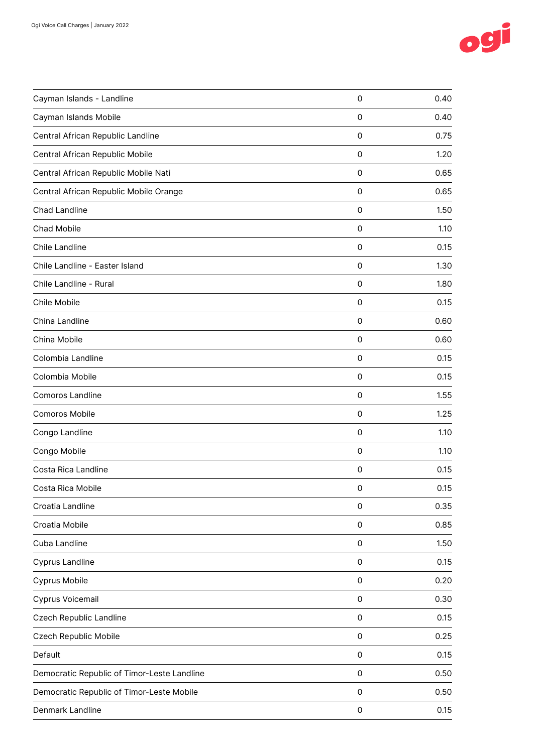| Cayman Islands - Landline | 0 | 0.40 |
|---|---|---|
| Cayman Islands Mobile | 0 | 0.40 |
| Central African Republic Landline | 0 | 0.75 |
| Central African Republic Mobile | 0 | 1.20 |
| Central African Republic Mobile Nati | 0 | 0.65 |
| Central African Republic Mobile Orange | 0 | 0.65 |
| Chad Landline | 0 | 1.50 |
| Chad Mobile | 0 | 1.10 |
| Chile Landline | 0 | 0.15 |
| Chile Landline - Easter Island | 0 | 1.30 |
| Chile Landline - Rural | 0 | 1.80 |
| Chile Mobile | 0 | 0.15 |
| China Landline | 0 | 0.60 |
| China Mobile | 0 | 0.60 |
| Colombia Landline | 0 | 0.15 |
| Colombia Mobile | 0 | 0.15 |
| Comoros Landline | 0 | 1.55 |
| Comoros Mobile | 0 | 1.25 |
| Congo Landline | 0 | 1.10 |
| Congo Mobile | 0 | 1.10 |
| Costa Rica Landline | 0 | 0.15 |
| Costa Rica Mobile | 0 | 0.15 |
| Croatia Landline | 0 | 0.35 |
| Croatia Mobile | 0 | 0.85 |
| Cuba Landline | 0 | 1.50 |
| Cyprus Landline | 0 | 0.15 |
| Cyprus Mobile | 0 | 0.20 |
| Cyprus Voicemail | 0 | 0.30 |
| Czech Republic Landline | 0 | 0.15 |
| Czech Republic Mobile | 0 | 0.25 |
| Default | 0 | 0.15 |
| Democratic Republic of Timor-Leste Landline | 0 | 0.50 |
| Democratic Republic of Timor-Leste Mobile | 0 | 0.50 |
| Denmark Landline | 0 | 0.15 |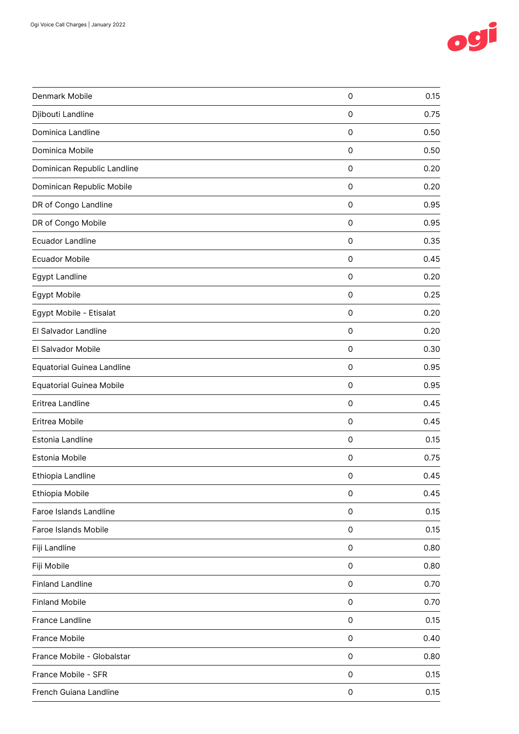| | | |
|---|---|---|
| Denmark Mobile | 0 | 0.15 |
| Djibouti Landline | 0 | 0.75 |
| Dominica Landline | 0 | 0.50 |
| Dominica Mobile | 0 | 0.50 |
| Dominican Republic Landline | 0 | 0.20 |
| Dominican Republic Mobile | 0 | 0.20 |
| DR of Congo Landline | 0 | 0.95 |
| DR of Congo Mobile | 0 | 0.95 |
| Ecuador Landline | 0 | 0.35 |
| Ecuador Mobile | 0 | 0.45 |
| Egypt Landline | 0 | 0.20 |
| Egypt Mobile | 0 | 0.25 |
| Egypt Mobile - Etisalat | 0 | 0.20 |
| El Salvador Landline | 0 | 0.20 |
| El Salvador Mobile | 0 | 0.30 |
| Equatorial Guinea Landline | 0 | 0.95 |
| Equatorial Guinea Mobile | 0 | 0.95 |
| Eritrea Landline | 0 | 0.45 |
| Eritrea Mobile | 0 | 0.45 |
| Estonia Landline | 0 | 0.15 |
| Estonia Mobile | 0 | 0.75 |
| Ethiopia Landline | 0 | 0.45 |
| Ethiopia Mobile | 0 | 0.45 |
| Faroe Islands Landline | 0 | 0.15 |
| Faroe Islands Mobile | 0 | 0.15 |
| Fiji Landline | 0 | 0.80 |
| Fiji Mobile | 0 | 0.80 |
| Finland Landline | 0 | 0.70 |
| Finland Mobile | 0 | 0.70 |
| France Landline | 0 | 0.15 |
| France Mobile | 0 | 0.40 |
| France Mobile - Globalstar | 0 | 0.80 |
| France Mobile - SFR | 0 | 0.15 |
| French Guiana Landline | 0 | 0.15 |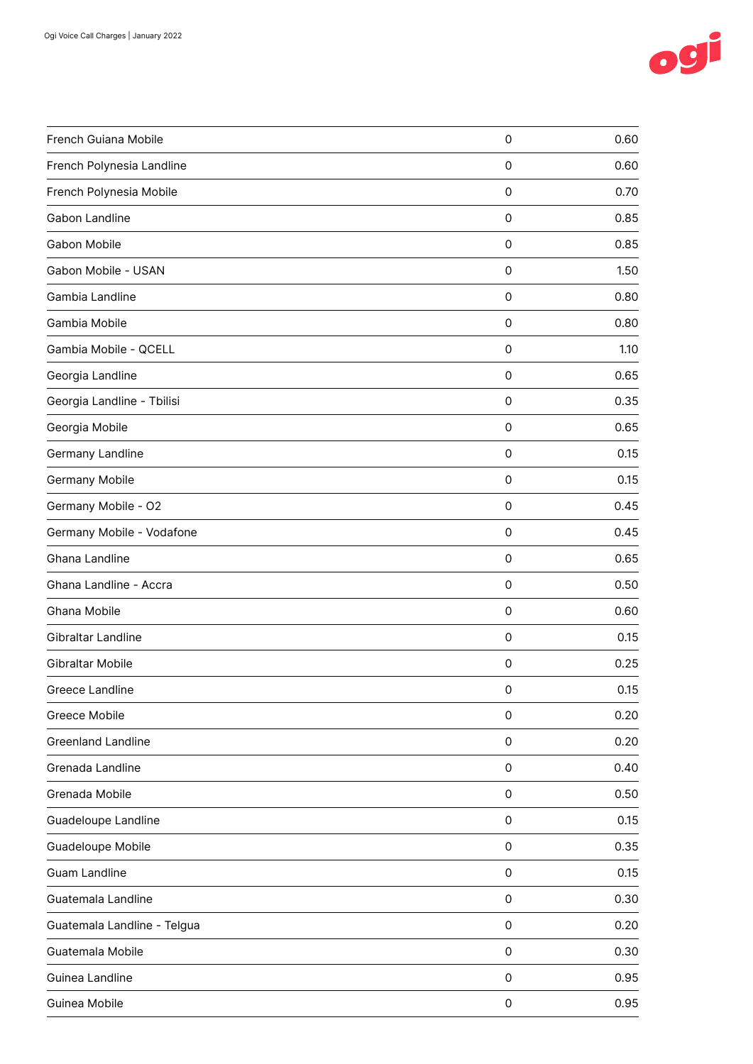| | | |
|---|---|---|
| French Guiana Mobile | 0 | 0.60 |
| French Polynesia Landline | 0 | 0.60 |
| French Polynesia Mobile | 0 | 0.70 |
| Gabon Landline | 0 | 0.85 |
| Gabon Mobile | 0 | 0.85 |
| Gabon Mobile - USAN | 0 | 1.50 |
| Gambia Landline | 0 | 0.80 |
| Gambia Mobile | 0 | 0.80 |
| Gambia Mobile - QCELL | 0 | 1.10 |
| Georgia Landline | 0 | 0.65 |
| Georgia Landline - Tbilisi | 0 | 0.35 |
| Georgia Mobile | 0 | 0.65 |
| Germany Landline | 0 | 0.15 |
| Germany Mobile | 0 | 0.15 |
| Germany Mobile - O2 | 0 | 0.45 |
| Germany Mobile - Vodafone | 0 | 0.45 |
| Ghana Landline | 0 | 0.65 |
| Ghana Landline - Accra | 0 | 0.50 |
| Ghana Mobile | 0 | 0.60 |
| Gibraltar Landline | 0 | 0.15 |
| Gibraltar Mobile | 0 | 0.25 |
| Greece Landline | 0 | 0.15 |
| Greece Mobile | 0 | 0.20 |
| Greenland Landline | 0 | 0.20 |
| Grenada Landline | 0 | 0.40 |
| Grenada Mobile | 0 | 0.50 |
| Guadeloupe Landline | 0 | 0.15 |
| Guadeloupe Mobile | 0 | 0.35 |
| Guam Landline | 0 | 0.15 |
| Guatemala Landline | 0 | 0.30 |
| Guatemala Landline - Telgua | 0 | 0.20 |
| Guatemala Mobile | 0 | 0.30 |
| Guinea Landline | 0 | 0.95 |
| Guinea Mobile | 0 | 0.95 |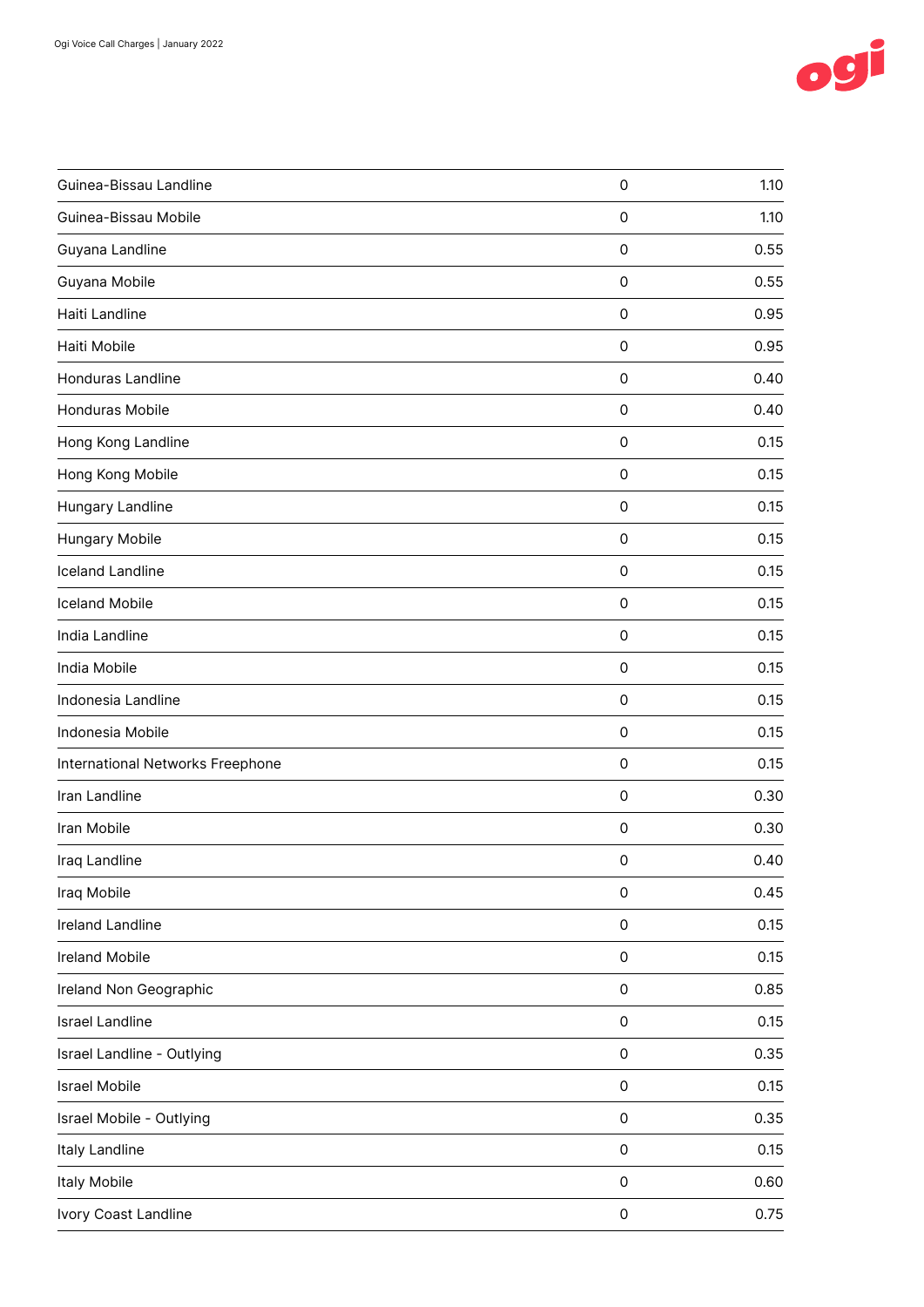| | | |
|---|---|---|
| Guinea-Bissau Landline | 0 | 1.10 |
| Guinea-Bissau Mobile | 0 | 1.10 |
| Guyana Landline | 0 | 0.55 |
| Guyana Mobile | 0 | 0.55 |
| Haiti Landline | 0 | 0.95 |
| Haiti Mobile | 0 | 0.95 |
| Honduras Landline | 0 | 0.40 |
| Honduras Mobile | 0 | 0.40 |
| Hong Kong Landline | 0 | 0.15 |
| Hong Kong Mobile | 0 | 0.15 |
| Hungary Landline | 0 | 0.15 |
| Hungary Mobile | 0 | 0.15 |
| Iceland Landline | 0 | 0.15 |
| Iceland Mobile | 0 | 0.15 |
| India Landline | 0 | 0.15 |
| India Mobile | 0 | 0.15 |
| Indonesia Landline | 0 | 0.15 |
| Indonesia Mobile | 0 | 0.15 |
| International Networks Freephone | 0 | 0.15 |
| Iran Landline | 0 | 0.30 |
| Iran Mobile | 0 | 0.30 |
| Iraq Landline | 0 | 0.40 |
| Iraq Mobile | 0 | 0.45 |
| Ireland Landline | 0 | 0.15 |
| Ireland Mobile | 0 | 0.15 |
| Ireland Non Geographic | 0 | 0.85 |
| Israel Landline | 0 | 0.15 |
| Israel Landline - Outlying | 0 | 0.35 |
| Israel Mobile | 0 | 0.15 |
| Israel Mobile - Outlying | 0 | 0.35 |
| Italy Landline | 0 | 0.15 |
| Italy Mobile | 0 | 0.60 |
| Ivory Coast Landline | 0 | 0.75 |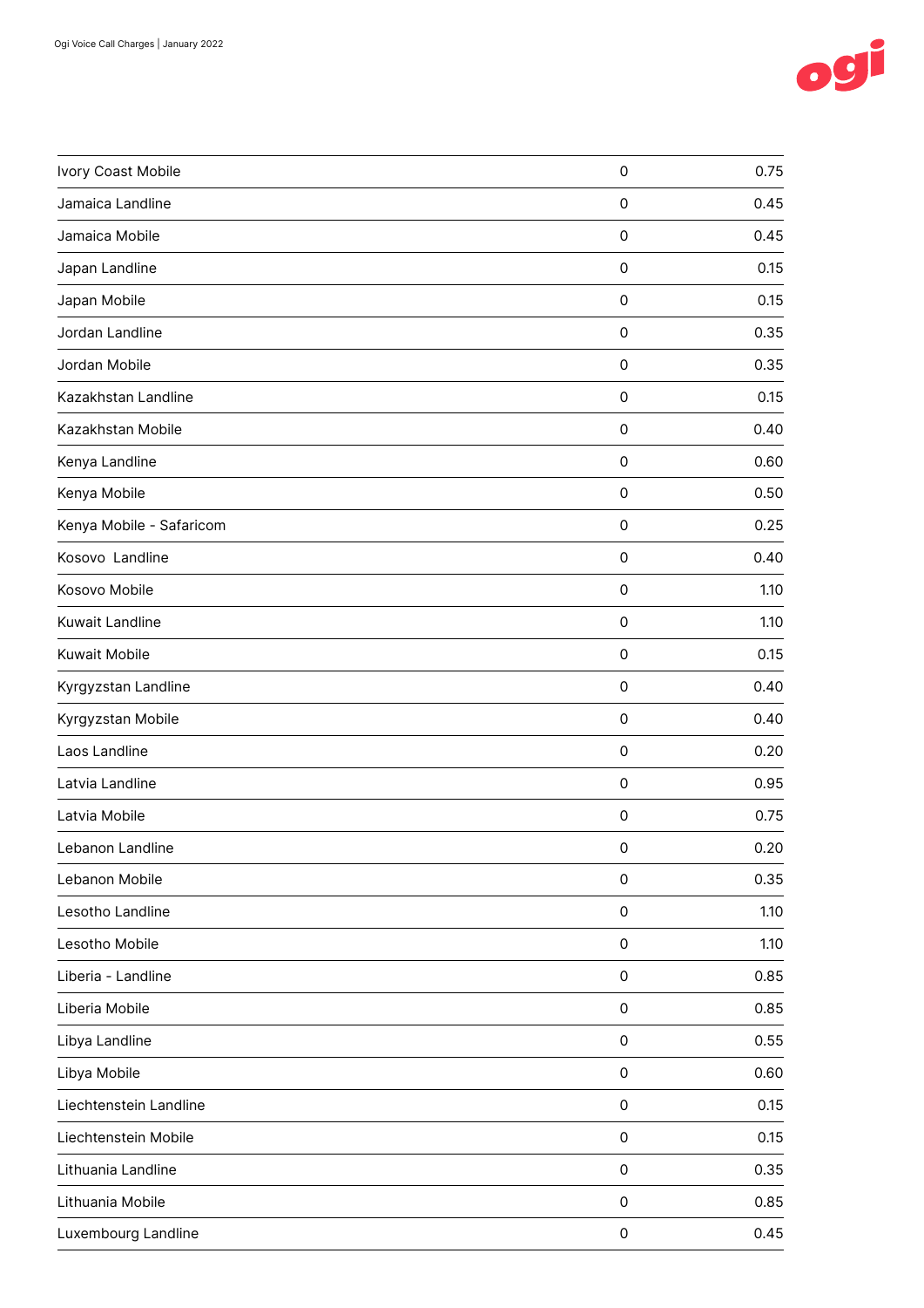| | | |
|---|---|---|
| Ivory Coast Mobile | 0 | 0.75 |
| Jamaica Landline | 0 | 0.45 |
| Jamaica Mobile | 0 | 0.45 |
| Japan Landline | 0 | 0.15 |
| Japan Mobile | 0 | 0.15 |
| Jordan Landline | 0 | 0.35 |
| Jordan Mobile | 0 | 0.35 |
| Kazakhstan Landline | 0 | 0.15 |
| Kazakhstan Mobile | 0 | 0.40 |
| Kenya Landline | 0 | 0.60 |
| Kenya Mobile | 0 | 0.50 |
| Kenya Mobile - Safaricom | 0 | 0.25 |
| Kosovo  Landline | 0 | 0.40 |
| Kosovo Mobile | 0 | 1.10 |
| Kuwait Landline | 0 | 1.10 |
| Kuwait Mobile | 0 | 0.15 |
| Kyrgyzstan Landline | 0 | 0.40 |
| Kyrgyzstan Mobile | 0 | 0.40 |
| Laos Landline | 0 | 0.20 |
| Latvia Landline | 0 | 0.95 |
| Latvia Mobile | 0 | 0.75 |
| Lebanon Landline | 0 | 0.20 |
| Lebanon Mobile | 0 | 0.35 |
| Lesotho Landline | 0 | 1.10 |
| Lesotho Mobile | 0 | 1.10 |
| Liberia - Landline | 0 | 0.85 |
| Liberia Mobile | 0 | 0.85 |
| Libya Landline | 0 | 0.55 |
| Libya Mobile | 0 | 0.60 |
| Liechtenstein Landline | 0 | 0.15 |
| Liechtenstein Mobile | 0 | 0.15 |
| Lithuania Landline | 0 | 0.35 |
| Lithuania Mobile | 0 | 0.85 |
| Luxembourg Landline | 0 | 0.45 |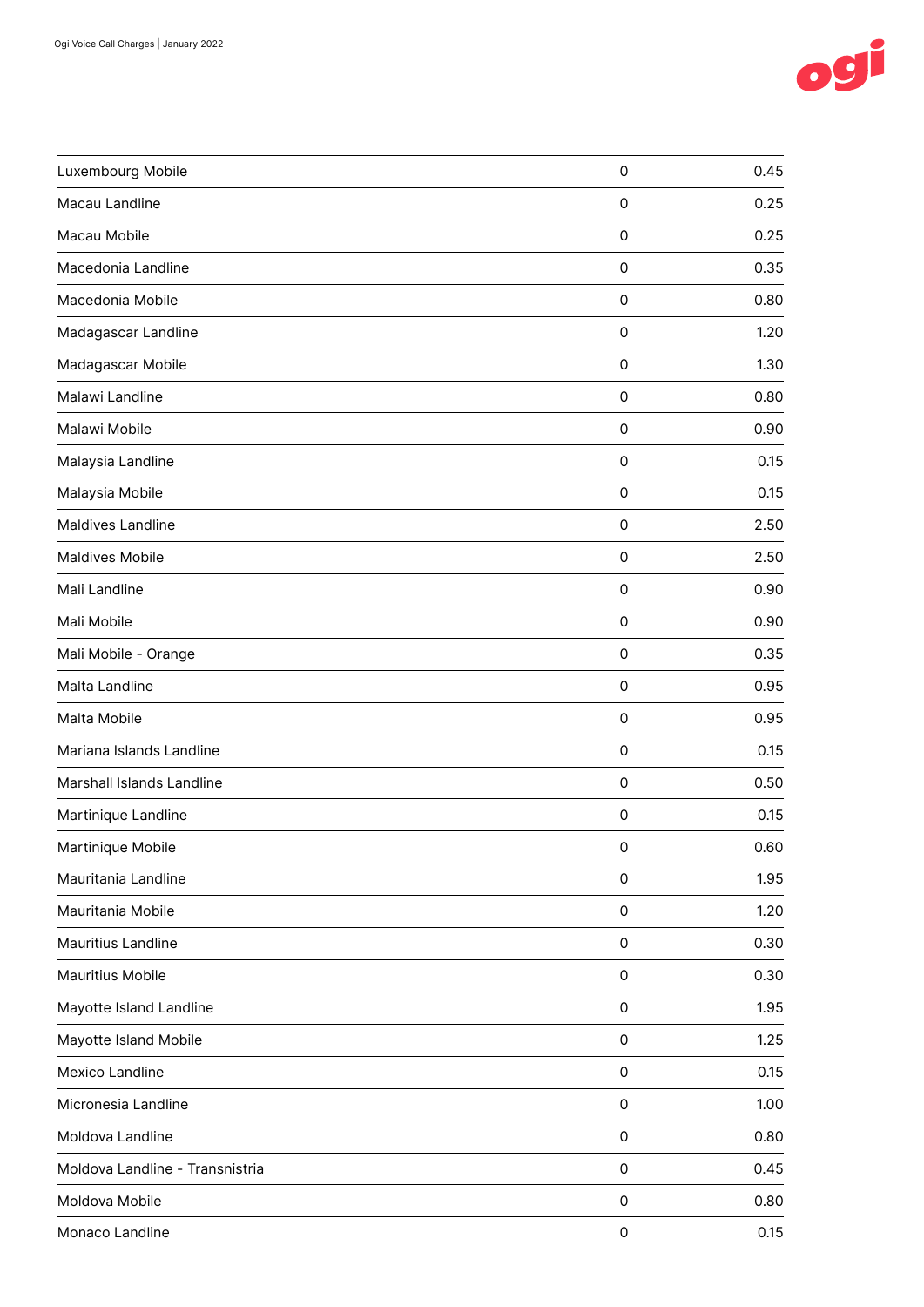| | | |
|---|---|---|
| Luxembourg Mobile | 0 | 0.45 |
| Macau Landline | 0 | 0.25 |
| Macau Mobile | 0 | 0.25 |
| Macedonia Landline | 0 | 0.35 |
| Macedonia Mobile | 0 | 0.80 |
| Madagascar Landline | 0 | 1.20 |
| Madagascar Mobile | 0 | 1.30 |
| Malawi Landline | 0 | 0.80 |
| Malawi Mobile | 0 | 0.90 |
| Malaysia Landline | 0 | 0.15 |
| Malaysia Mobile | 0 | 0.15 |
| Maldives Landline | 0 | 2.50 |
| Maldives Mobile | 0 | 2.50 |
| Mali Landline | 0 | 0.90 |
| Mali Mobile | 0 | 0.90 |
| Mali Mobile - Orange | 0 | 0.35 |
| Malta Landline | 0 | 0.95 |
| Malta Mobile | 0 | 0.95 |
| Mariana Islands Landline | 0 | 0.15 |
| Marshall Islands Landline | 0 | 0.50 |
| Martinique Landline | 0 | 0.15 |
| Martinique Mobile | 0 | 0.60 |
| Mauritania Landline | 0 | 1.95 |
| Mauritania Mobile | 0 | 1.20 |
| Mauritius Landline | 0 | 0.30 |
| Mauritius Mobile | 0 | 0.30 |
| Mayotte Island Landline | 0 | 1.95 |
| Mayotte Island Mobile | 0 | 1.25 |
| Mexico Landline | 0 | 0.15 |
| Micronesia Landline | 0 | 1.00 |
| Moldova Landline | 0 | 0.80 |
| Moldova Landline - Transnistria | 0 | 0.45 |
| Moldova Mobile | 0 | 0.80 |
| Monaco Landline | 0 | 0.15 |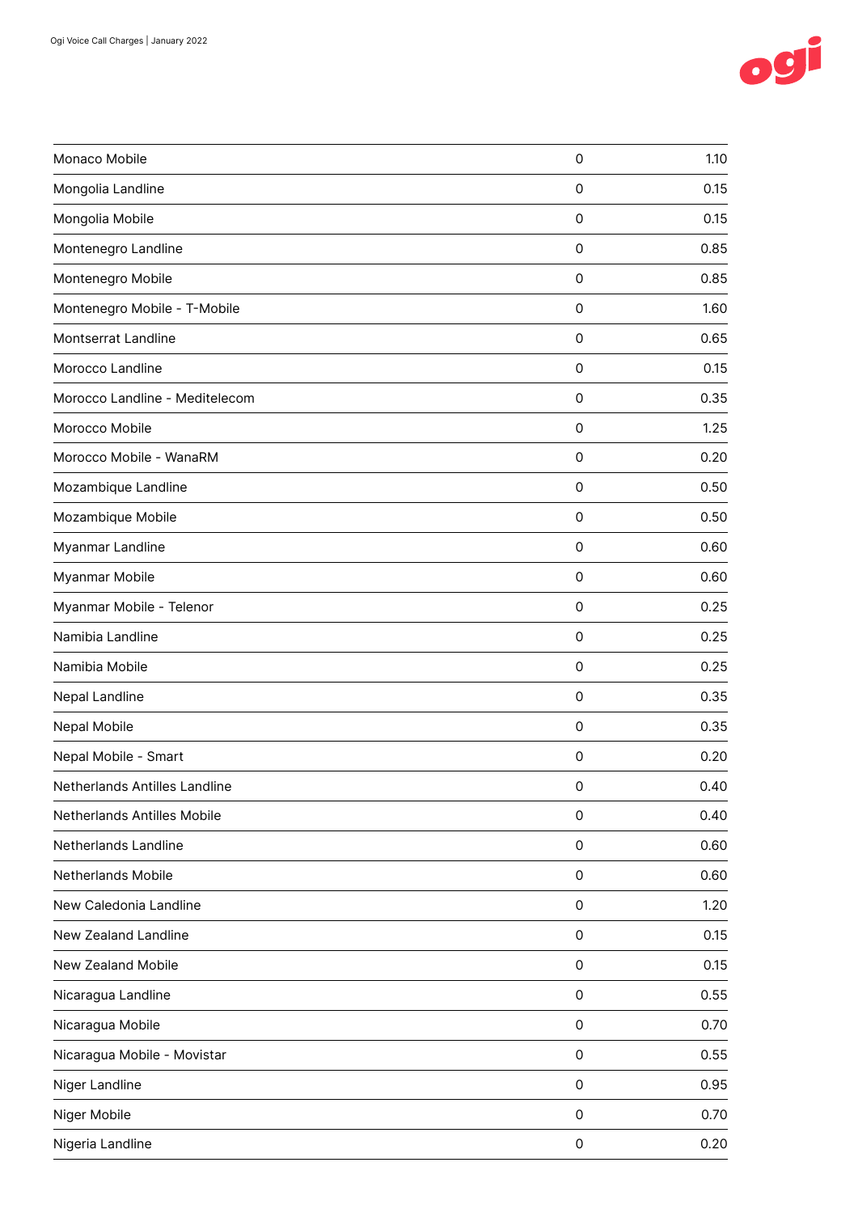| | | |
|---|---|---|
| Monaco Mobile | 0 | 1.10 |
| Mongolia Landline | 0 | 0.15 |
| Mongolia Mobile | 0 | 0.15 |
| Montenegro Landline | 0 | 0.85 |
| Montenegro Mobile | 0 | 0.85 |
| Montenegro Mobile - T-Mobile | 0 | 1.60 |
| Montserrat Landline | 0 | 0.65 |
| Morocco Landline | 0 | 0.15 |
| Morocco Landline - Meditelecom | 0 | 0.35 |
| Morocco Mobile | 0 | 1.25 |
| Morocco Mobile - WanaRM | 0 | 0.20 |
| Mozambique Landline | 0 | 0.50 |
| Mozambique Mobile | 0 | 0.50 |
| Myanmar Landline | 0 | 0.60 |
| Myanmar Mobile | 0 | 0.60 |
| Myanmar Mobile - Telenor | 0 | 0.25 |
| Namibia Landline | 0 | 0.25 |
| Namibia Mobile | 0 | 0.25 |
| Nepal Landline | 0 | 0.35 |
| Nepal Mobile | 0 | 0.35 |
| Nepal Mobile - Smart | 0 | 0.20 |
| Netherlands Antilles Landline | 0 | 0.40 |
| Netherlands Antilles Mobile | 0 | 0.40 |
| Netherlands Landline | 0 | 0.60 |
| Netherlands Mobile | 0 | 0.60 |
| New Caledonia Landline | 0 | 1.20 |
| New Zealand Landline | 0 | 0.15 |
| New Zealand Mobile | 0 | 0.15 |
| Nicaragua Landline | 0 | 0.55 |
| Nicaragua Mobile | 0 | 0.70 |
| Nicaragua Mobile - Movistar | 0 | 0.55 |
| Niger Landline | 0 | 0.95 |
| Niger Mobile | 0 | 0.70 |
| Nigeria Landline | 0 | 0.20 |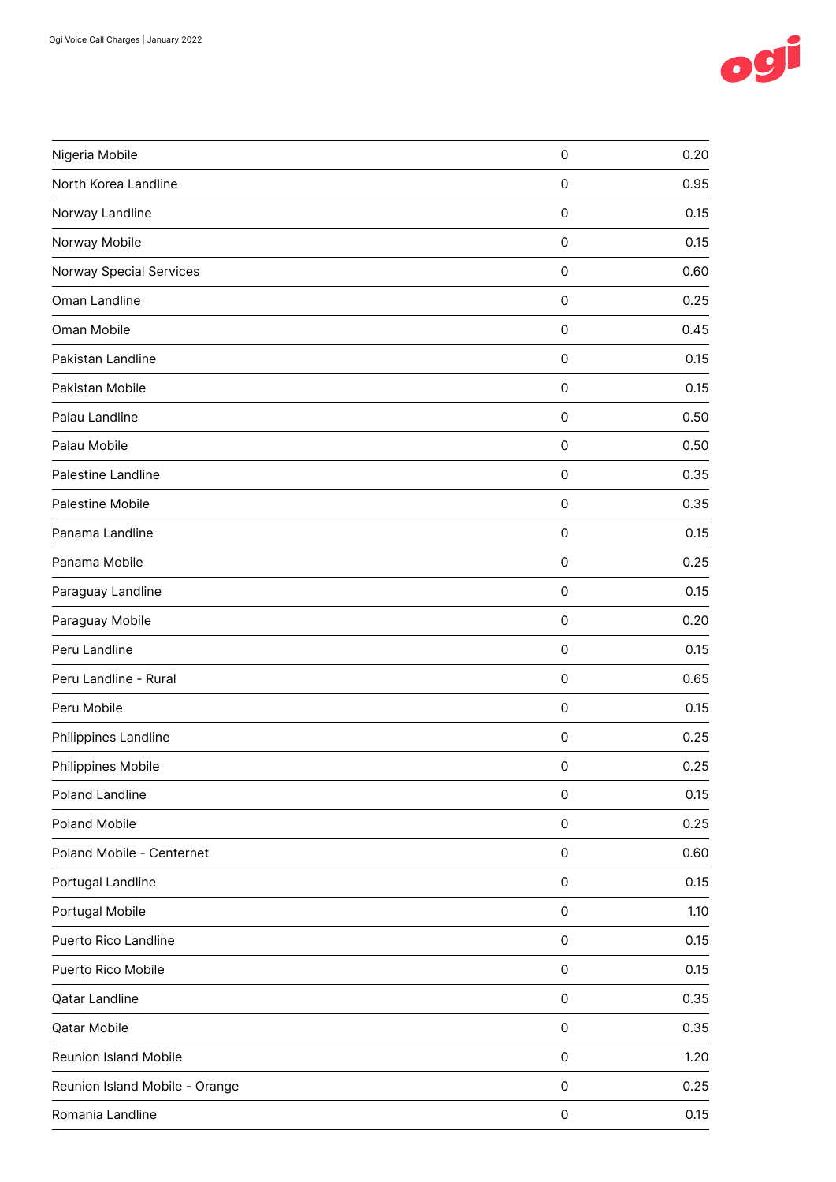| | | |
|---|---|---|
| Nigeria Mobile | 0 | 0.20 |
| North Korea Landline | 0 | 0.95 |
| Norway Landline | 0 | 0.15 |
| Norway Mobile | 0 | 0.15 |
| Norway Special Services | 0 | 0.60 |
| Oman Landline | 0 | 0.25 |
| Oman Mobile | 0 | 0.45 |
| Pakistan Landline | 0 | 0.15 |
| Pakistan Mobile | 0 | 0.15 |
| Palau Landline | 0 | 0.50 |
| Palau Mobile | 0 | 0.50 |
| Palestine Landline | 0 | 0.35 |
| Palestine Mobile | 0 | 0.35 |
| Panama Landline | 0 | 0.15 |
| Panama Mobile | 0 | 0.25 |
| Paraguay Landline | 0 | 0.15 |
| Paraguay Mobile | 0 | 0.20 |
| Peru Landline | 0 | 0.15 |
| Peru Landline - Rural | 0 | 0.65 |
| Peru Mobile | 0 | 0.15 |
| Philippines Landline | 0 | 0.25 |
| Philippines Mobile | 0 | 0.25 |
| Poland Landline | 0 | 0.15 |
| Poland Mobile | 0 | 0.25 |
| Poland Mobile - Centernet | 0 | 0.60 |
| Portugal Landline | 0 | 0.15 |
| Portugal Mobile | 0 | 1.10 |
| Puerto Rico Landline | 0 | 0.15 |
| Puerto Rico Mobile | 0 | 0.15 |
| Qatar Landline | 0 | 0.35 |
| Qatar Mobile | 0 | 0.35 |
| Reunion Island Mobile | 0 | 1.20 |
| Reunion Island Mobile - Orange | 0 | 0.25 |
| Romania Landline | 0 | 0.15 |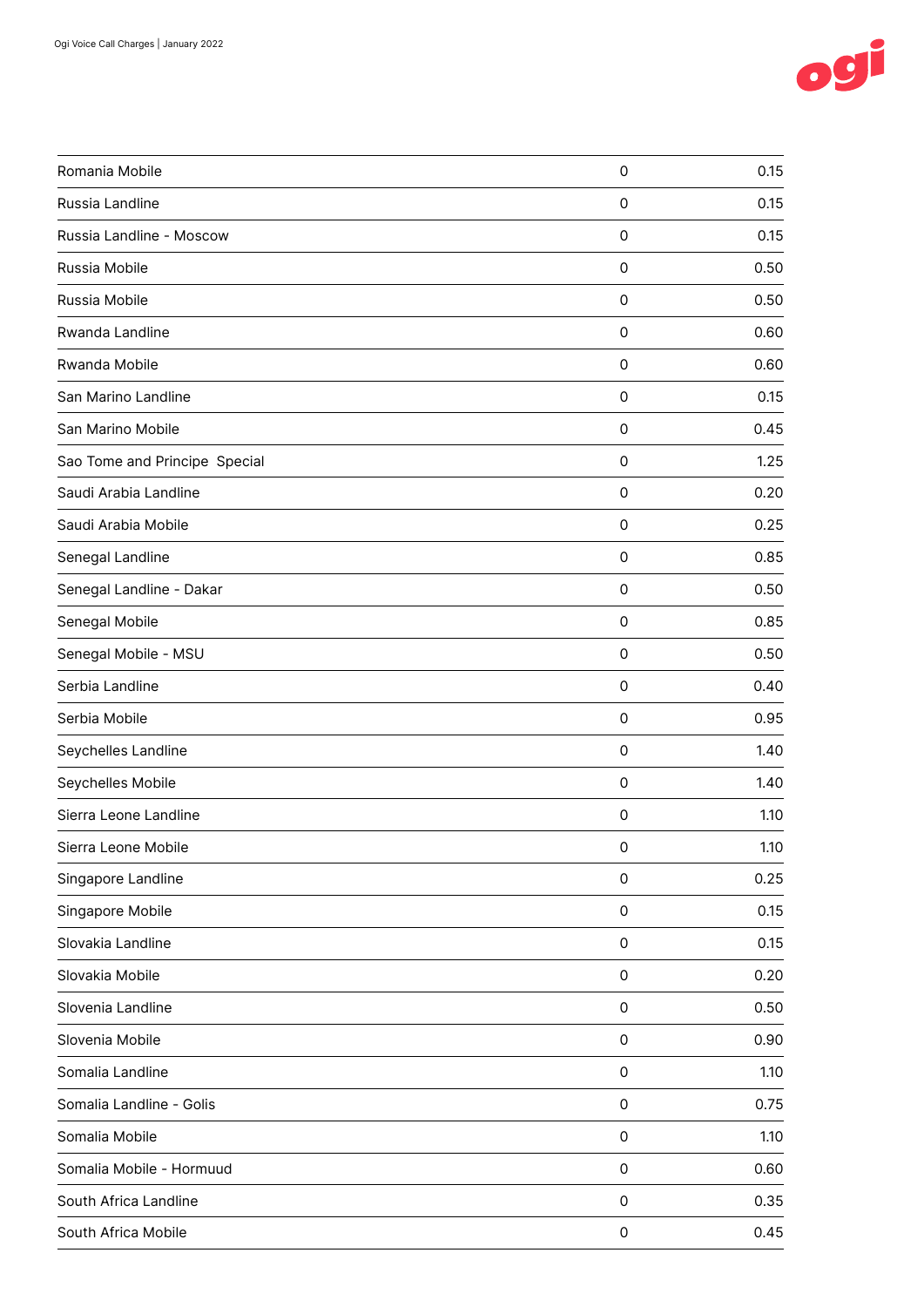| | | |
|---|---|---|
| Romania Mobile | 0 | 0.15 |
| Russia Landline | 0 | 0.15 |
| Russia Landline - Moscow | 0 | 0.15 |
| Russia Mobile | 0 | 0.50 |
| Russia Mobile | 0 | 0.50 |
| Rwanda Landline | 0 | 0.60 |
| Rwanda Mobile | 0 | 0.60 |
| San Marino Landline | 0 | 0.15 |
| San Marino Mobile | 0 | 0.45 |
| Sao Tome and Principe  Special | 0 | 1.25 |
| Saudi Arabia Landline | 0 | 0.20 |
| Saudi Arabia Mobile | 0 | 0.25 |
| Senegal Landline | 0 | 0.85 |
| Senegal Landline - Dakar | 0 | 0.50 |
| Senegal Mobile | 0 | 0.85 |
| Senegal Mobile - MSU | 0 | 0.50 |
| Serbia Landline | 0 | 0.40 |
| Serbia Mobile | 0 | 0.95 |
| Seychelles Landline | 0 | 1.40 |
| Seychelles Mobile | 0 | 1.40 |
| Sierra Leone Landline | 0 | 1.10 |
| Sierra Leone Mobile | 0 | 1.10 |
| Singapore Landline | 0 | 0.25 |
| Singapore Mobile | 0 | 0.15 |
| Slovakia Landline | 0 | 0.15 |
| Slovakia Mobile | 0 | 0.20 |
| Slovenia Landline | 0 | 0.50 |
| Slovenia Mobile | 0 | 0.90 |
| Somalia Landline | 0 | 1.10 |
| Somalia Landline - Golis | 0 | 0.75 |
| Somalia Mobile | 0 | 1.10 |
| Somalia Mobile - Hormuud | 0 | 0.60 |
| South Africa Landline | 0 | 0.35 |
| South Africa Mobile | 0 | 0.45 |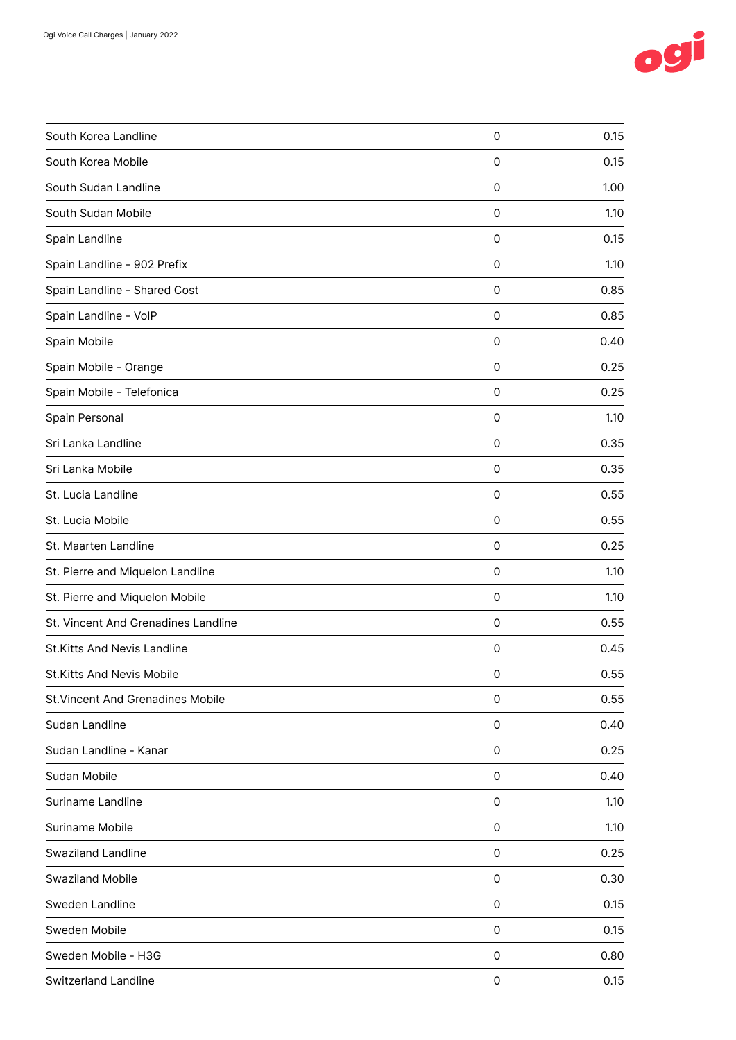| | | |
|---|---|---|
| South Korea Landline | 0 | 0.15 |
| South Korea Mobile | 0 | 0.15 |
| South Sudan Landline | 0 | 1.00 |
| South Sudan Mobile | 0 | 1.10 |
| Spain Landline | 0 | 0.15 |
| Spain Landline - 902 Prefix | 0 | 1.10 |
| Spain Landline - Shared Cost | 0 | 0.85 |
| Spain Landline - VoIP | 0 | 0.85 |
| Spain Mobile | 0 | 0.40 |
| Spain Mobile - Orange | 0 | 0.25 |
| Spain Mobile - Telefonica | 0 | 0.25 |
| Spain Personal | 0 | 1.10 |
| Sri Lanka Landline | 0 | 0.35 |
| Sri Lanka Mobile | 0 | 0.35 |
| St. Lucia Landline | 0 | 0.55 |
| St. Lucia Mobile | 0 | 0.55 |
| St. Maarten Landline | 0 | 0.25 |
| St. Pierre and Miquelon Landline | 0 | 1.10 |
| St. Pierre and Miquelon Mobile | 0 | 1.10 |
| St. Vincent And Grenadines Landline | 0 | 0.55 |
| St.Kitts And Nevis Landline | 0 | 0.45 |
| St.Kitts And Nevis Mobile | 0 | 0.55 |
| St.Vincent And Grenadines Mobile | 0 | 0.55 |
| Sudan Landline | 0 | 0.40 |
| Sudan Landline - Kanar | 0 | 0.25 |
| Sudan Mobile | 0 | 0.40 |
| Suriname Landline | 0 | 1.10 |
| Suriname Mobile | 0 | 1.10 |
| Swaziland Landline | 0 | 0.25 |
| Swaziland Mobile | 0 | 0.30 |
| Sweden Landline | 0 | 0.15 |
| Sweden Mobile | 0 | 0.15 |
| Sweden Mobile - H3G | 0 | 0.80 |
| Switzerland Landline | 0 | 0.15 |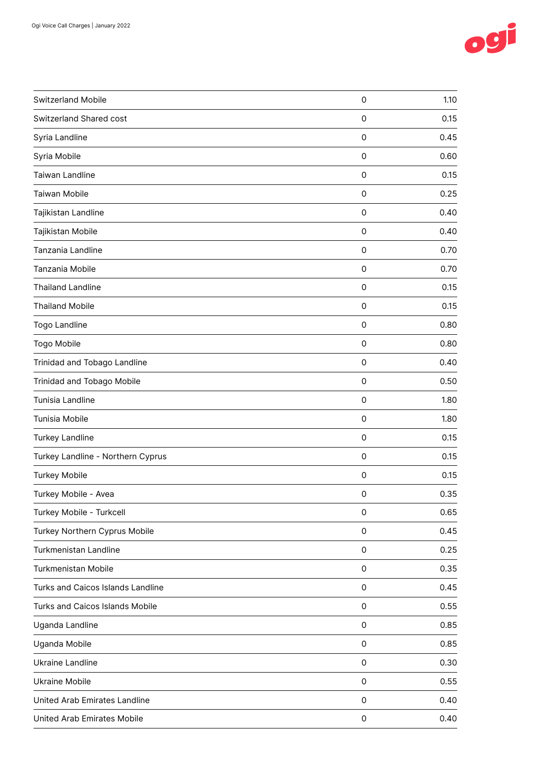| | | |
|---|---|---|
| Switzerland Mobile | 0 | 1.10 |
| Switzerland Shared cost | 0 | 0.15 |
| Syria Landline | 0 | 0.45 |
| Syria Mobile | 0 | 0.60 |
| Taiwan Landline | 0 | 0.15 |
| Taiwan Mobile | 0 | 0.25 |
| Tajikistan Landline | 0 | 0.40 |
| Tajikistan Mobile | 0 | 0.40 |
| Tanzania Landline | 0 | 0.70 |
| Tanzania Mobile | 0 | 0.70 |
| Thailand Landline | 0 | 0.15 |
| Thailand Mobile | 0 | 0.15 |
| Togo Landline | 0 | 0.80 |
| Togo Mobile | 0 | 0.80 |
| Trinidad and Tobago Landline | 0 | 0.40 |
| Trinidad and Tobago Mobile | 0 | 0.50 |
| Tunisia Landline | 0 | 1.80 |
| Tunisia Mobile | 0 | 1.80 |
| Turkey Landline | 0 | 0.15 |
| Turkey Landline - Northern Cyprus | 0 | 0.15 |
| Turkey Mobile | 0 | 0.15 |
| Turkey Mobile - Avea | 0 | 0.35 |
| Turkey Mobile - Turkcell | 0 | 0.65 |
| Turkey Northern Cyprus Mobile | 0 | 0.45 |
| Turkmenistan Landline | 0 | 0.25 |
| Turkmenistan Mobile | 0 | 0.35 |
| Turks and Caicos Islands Landline | 0 | 0.45 |
| Turks and Caicos Islands Mobile | 0 | 0.55 |
| Uganda Landline | 0 | 0.85 |
| Uganda Mobile | 0 | 0.85 |
| Ukraine Landline | 0 | 0.30 |
| Ukraine Mobile | 0 | 0.55 |
| United Arab Emirates Landline | 0 | 0.40 |
| United Arab Emirates Mobile | 0 | 0.40 |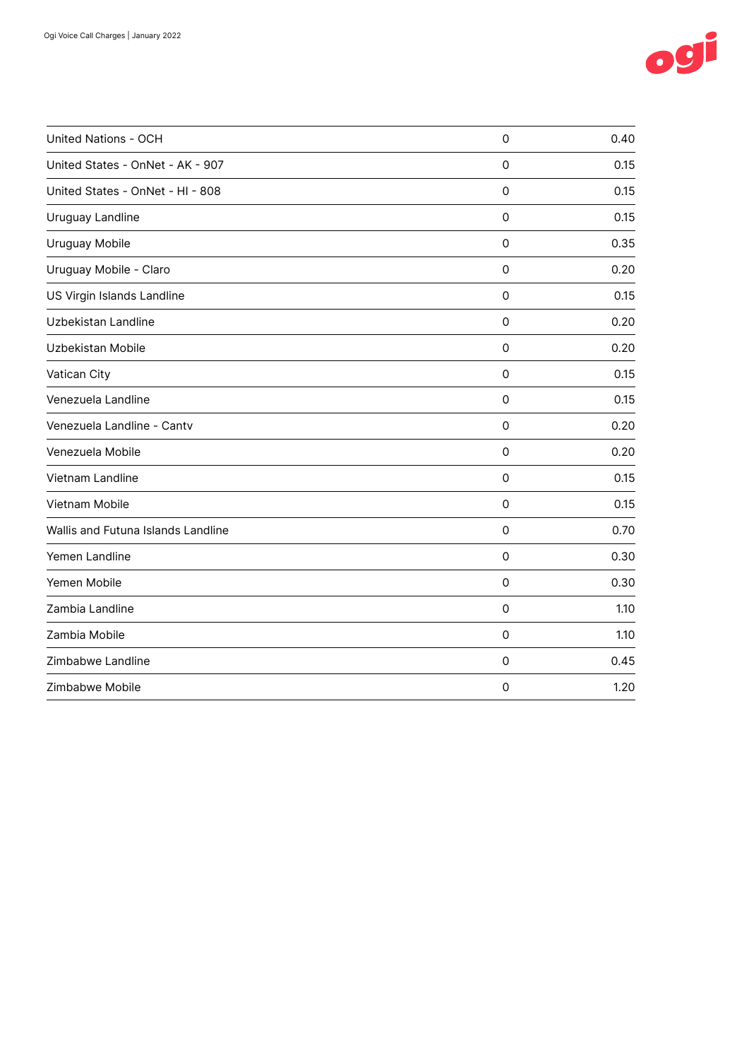| | | |
|---|---|---|
| United Nations - OCH | 0 | 0.40 |
| United States - OnNet - AK - 907 | 0 | 0.15 |
| United States - OnNet - HI - 808 | 0 | 0.15 |
| Uruguay Landline | 0 | 0.15 |
| Uruguay Mobile | 0 | 0.35 |
| Uruguay Mobile - Claro | 0 | 0.20 |
| US Virgin Islands Landline | 0 | 0.15 |
| Uzbekistan Landline | 0 | 0.20 |
| Uzbekistan Mobile | 0 | 0.20 |
| Vatican City | 0 | 0.15 |
| Venezuela Landline | 0 | 0.15 |
| Venezuela Landline - Cantv | 0 | 0.20 |
| Venezuela Mobile | 0 | 0.20 |
| Vietnam Landline | 0 | 0.15 |
| Vietnam Mobile | 0 | 0.15 |
| Wallis and Futuna Islands Landline | 0 | 0.70 |
| Yemen Landline | 0 | 0.30 |
| Yemen Mobile | 0 | 0.30 |
| Zambia Landline | 0 | 1.10 |
| Zambia Mobile | 0 | 1.10 |
| Zimbabwe Landline | 0 | 0.45 |
| Zimbabwe Mobile | 0 | 1.20 |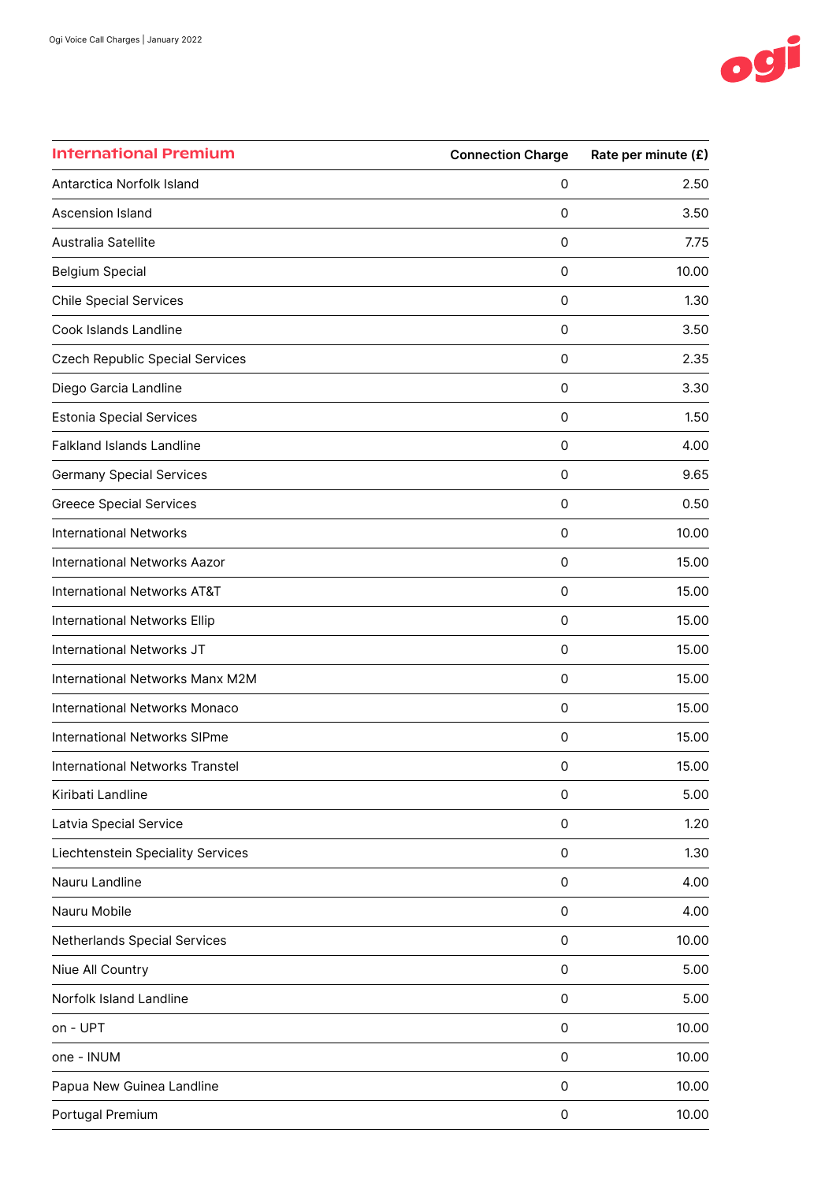| International Premium | Connection Charge | Rate per minute (£) |
|---|---|---|
| Antarctica Norfolk Island | 0 | 2.50 |
| Ascension Island | 0 | 3.50 |
| Australia Satellite | 0 | 7.75 |
| Belgium Special | 0 | 10.00 |
| Chile Special Services | 0 | 1.30 |
| Cook Islands Landline | 0 | 3.50 |
| Czech Republic Special Services | 0 | 2.35 |
| Diego Garcia Landline | 0 | 3.30 |
| Estonia Special Services | 0 | 1.50 |
| Falkland Islands Landline | 0 | 4.00 |
| Germany Special Services | 0 | 9.65 |
| Greece Special Services | 0 | 0.50 |
| International Networks | 0 | 10.00 |
| International Networks Aazor | 0 | 15.00 |
| International Networks AT&T | 0 | 15.00 |
| International Networks Ellip | 0 | 15.00 |
| International Networks JT | 0 | 15.00 |
| International Networks Manx M2M | 0 | 15.00 |
| International Networks Monaco | 0 | 15.00 |
| International Networks SIPme | 0 | 15.00 |
| International Networks Transtel | 0 | 15.00 |
| Kiribati Landline | 0 | 5.00 |
| Latvia Special Service | 0 | 1.20 |
| Liechtenstein Speciality Services | 0 | 1.30 |
| Nauru Landline | 0 | 4.00 |
| Nauru Mobile | 0 | 4.00 |
| Netherlands Special Services | 0 | 10.00 |
| Niue All Country | 0 | 5.00 |
| Norfolk Island Landline | 0 | 5.00 |
| on - UPT | 0 | 10.00 |
| one - INUM | 0 | 10.00 |
| Papua New Guinea Landline | 0 | 10.00 |
| Portugal Premium | 0 | 10.00 |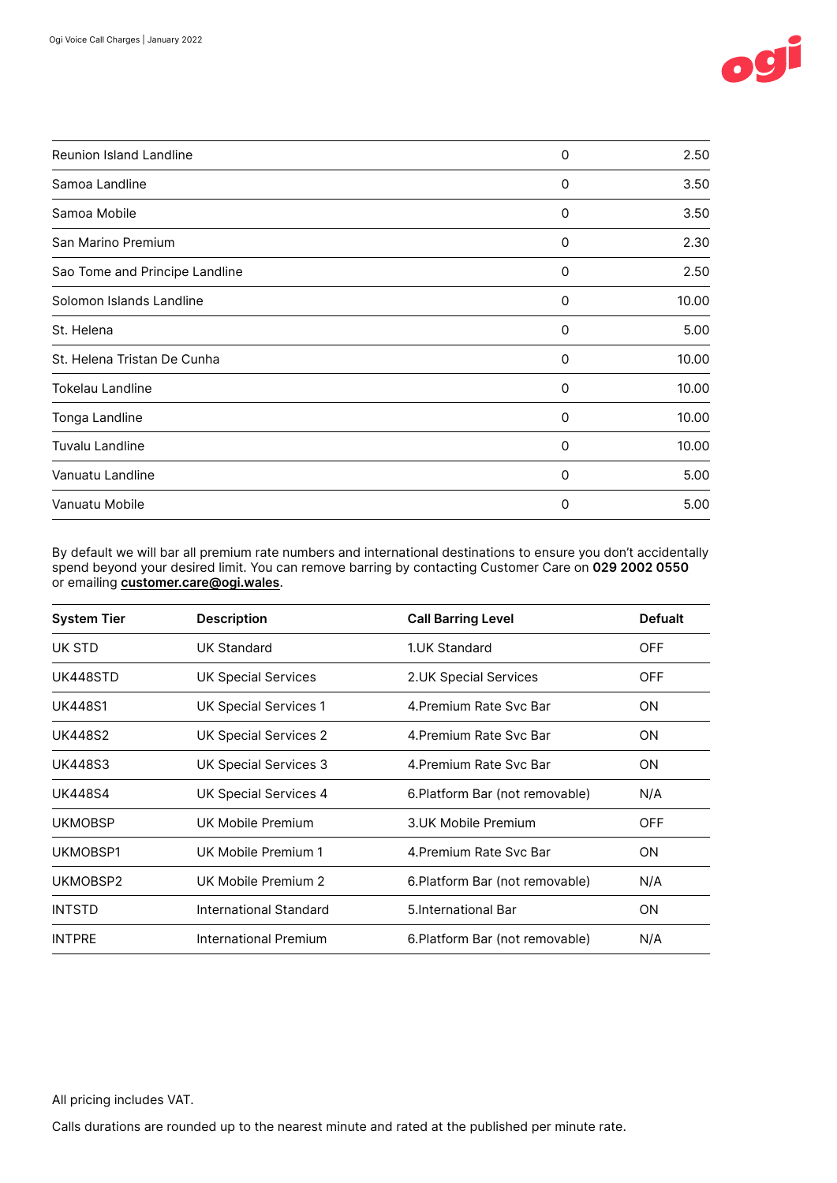| | | |
|---|---|---|
| Reunion Island Landline | 0 | 2.50 |
| Samoa Landline | 0 | 3.50 |
| Samoa Mobile | 0 | 3.50 |
| San Marino Premium | 0 | 2.30 |
| Sao Tome and Principe Landline | 0 | 2.50 |
| Solomon Islands Landline | 0 | 10.00 |
| St. Helena | 0 | 5.00 |
| St. Helena Tristan De Cunha | 0 | 10.00 |
| Tokelau Landline | 0 | 10.00 |
| Tonga Landline | 0 | 10.00 |
| Tuvalu Landline | 0 | 10.00 |
| Vanuatu Landline | 0 | 5.00 |
| Vanuatu Mobile | 0 | 5.00 |

By default we will bar all premium rate numbers and international destinations to ensure you don't accidentally spend beyond your desired limit. You can remove barring by contacting Customer Care on **029 2002 0550** or emailing **customer.care@ogi.wales**.

| System Tier | Description | Call Barring Level | Defualt |
|---|---|---|---|
| UK STD | UK Standard | 1.UK Standard | OFF |
| UK448STD | UK Special Services | 2.UK Special Services | OFF |
| UK448S1 | UK Special Services 1 | 4.Premium Rate Svc Bar | ON |
| UK448S2 | UK Special Services 2 | 4.Premium Rate Svc Bar | ON |
| UK448S3 | UK Special Services 3 | 4.Premium Rate Svc Bar | ON |
| UK448S4 | UK Special Services 4 | 6.Platform Bar (not removable) | N/A |
| UKMOBSP | UK Mobile Premium | 3.UK Mobile Premium | OFF |
| UKMOBSP1 | UK Mobile Premium 1 | 4.Premium Rate Svc Bar | ON |
| UKMOBSP2 | UK Mobile Premium 2 | 6.Platform Bar (not removable) | N/A |
| INTSTD | International Standard | 5.International Bar | ON |
| INTPRE | International Premium | 6.Platform Bar (not removable) | N/A |

All pricing includes VAT.

Calls durations are rounded up to the nearest minute and rated at the published per minute rate.